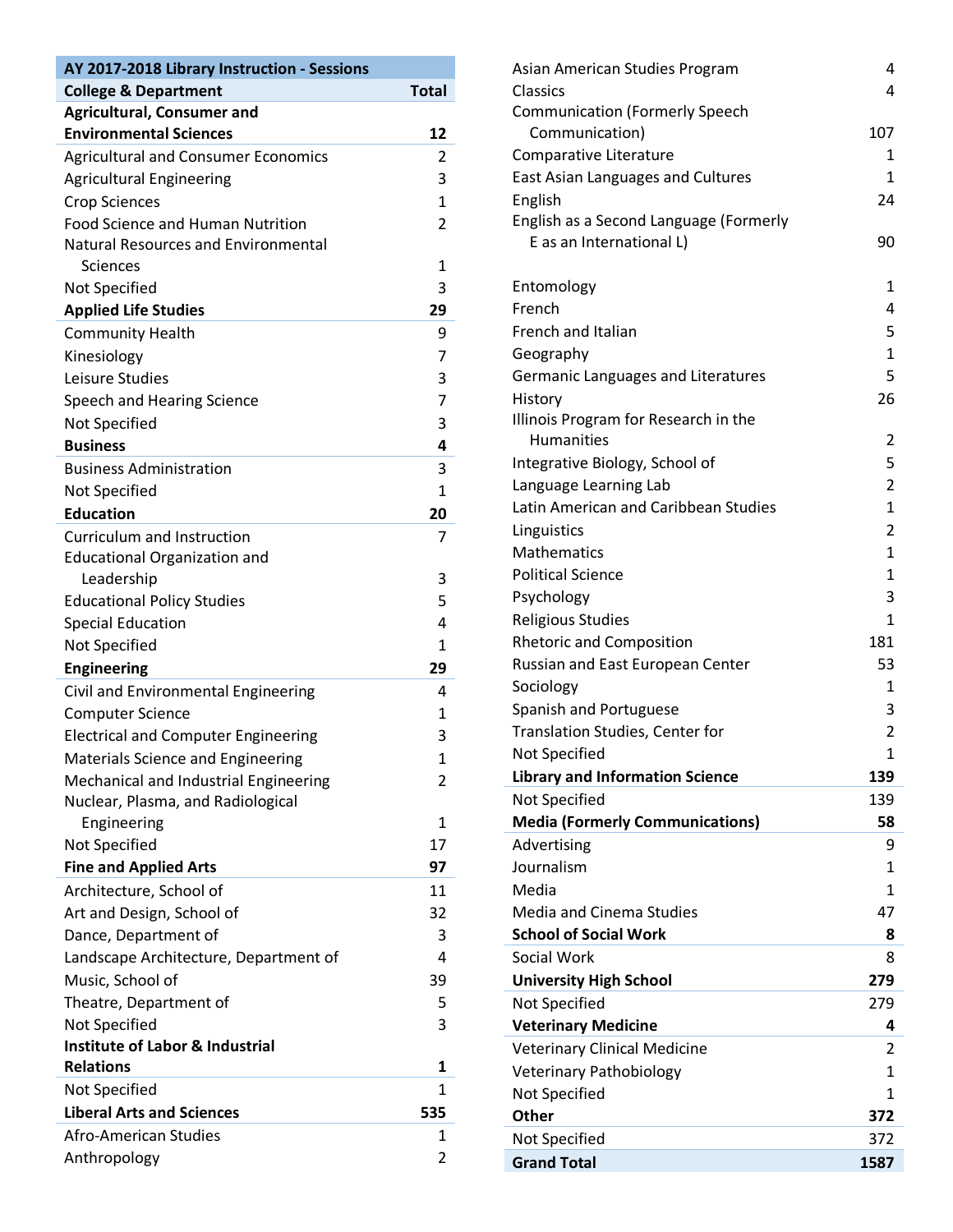| AY 2017-2018 Library Instruction - Sessions | |
|---|---|
| **College & Department** | **Total** |
| **Agricultural, Consumer and Environmental Sciences** | **12** |
| Agricultural and Consumer Economics | 2 |
| Agricultural Engineering | 3 |
| Crop Sciences | 1 |
| Food Science and Human Nutrition | 2 |
| Natural Resources and Environmental Sciences | 1 |
| Not Specified | 3 |
| **Applied Life Studies** | **29** |
| Community Health | 9 |
| Kinesiology | 7 |
| Leisure Studies | 3 |
| Speech and Hearing Science | 7 |
| Not Specified | 3 |
| **Business** | **4** |
| Business Administration | 3 |
| Not Specified | 1 |
| **Education** | **20** |
| Curriculum and Instruction | 7 |
| Educational Organization and Leadership | 3 |
| Educational Policy Studies | 5 |
| Special Education | 4 |
| Not Specified | 1 |
| **Engineering** | **29** |
| Civil and Environmental Engineering | 4 |
| Computer Science | 1 |
| Electrical and Computer Engineering | 3 |
| Materials Science and Engineering | 1 |
| Mechanical and Industrial Engineering | 2 |
| Nuclear, Plasma, and Radiological Engineering | 1 |
| Not Specified | 17 |
| **Fine and Applied Arts** | **97** |
| Architecture, School of | 11 |
| Art and Design, School of | 32 |
| Dance, Department of | 3 |
| Landscape Architecture, Department of | 4 |
| Music, School of | 39 |
| Theatre, Department of | 5 |
| Not Specified | 3 |
| **Institute of Labor & Industrial Relations** | **1** |
| Not Specified | 1 |
| **Liberal Arts and Sciences** | **535** |
| Afro-American Studies | 1 |
| Anthropology | 2 |
| Asian American Studies Program | 4 |
| Classics | 4 |
| Communication (Formerly Speech Communication) | 107 |
| Comparative Literature | 1 |
| East Asian Languages and Cultures | 1 |
| English | 24 |
| English as a Second Language (Formerly E as an International L) | 90 |
| Entomology | 1 |
| French | 4 |
| French and Italian | 5 |
| Geography | 1 |
| Germanic Languages and Literatures | 5 |
| History | 26 |
| Illinois Program for Research in the Humanities | 2 |
| Integrative Biology, School of | 5 |
| Language Learning Lab | 2 |
| Latin American and Caribbean Studies | 1 |
| Linguistics | 2 |
| Mathematics | 1 |
| Political Science | 1 |
| Psychology | 3 |
| Religious Studies | 1 |
| Rhetoric and Composition | 181 |
| Russian and East European Center | 53 |
| Sociology | 1 |
| Spanish and Portuguese | 3 |
| Translation Studies, Center for | 2 |
| Not Specified | 1 |
| **Library and Information Science** | **139** |
| Not Specified | 139 |
| **Media (Formerly Communications)** | **58** |
| Advertising | 9 |
| Journalism | 1 |
| Media | 1 |
| Media and Cinema Studies | 47 |
| **School of Social Work** | **8** |
| Social Work | 8 |
| **University High School** | **279** |
| Not Specified | 279 |
| **Veterinary Medicine** | **4** |
| Veterinary Clinical Medicine | 2 |
| Veterinary Pathobiology | 1 |
| Not Specified | 1 |
| **Other** | **372** |
| Not Specified | 372 |
| **Grand Total** | **1587** |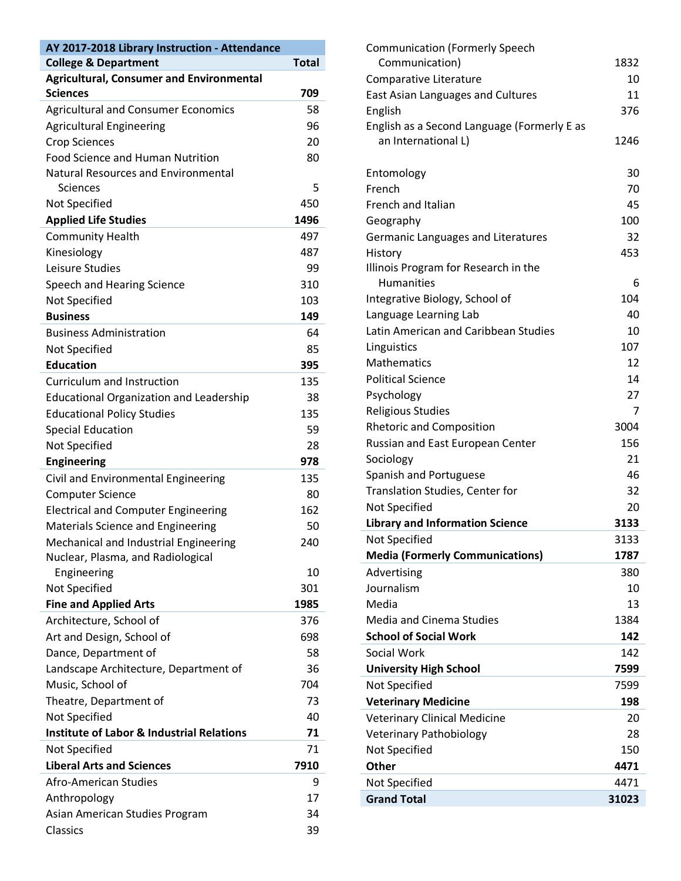| AY 2017-2018 Library Instruction - Attendance | |
|---|---|
| **College & Department** | **Total** |
| **Agricultural, Consumer and Environmental Sciences** | **709** |
| Agricultural and Consumer Economics | 58 |
| Agricultural Engineering | 96 |
| Crop Sciences | 20 |
| Food Science and Human Nutrition | 80 |
| Natural Resources and Environmental Sciences | 5 |
| Not Specified | 450 |
| **Applied Life Studies** | **1496** |
| Community Health | 497 |
| Kinesiology | 487 |
| Leisure Studies | 99 |
| Speech and Hearing Science | 310 |
| Not Specified | 103 |
| **Business** | **149** |
| Business Administration | 64 |
| Not Specified | 85 |
| **Education** | **395** |
| Curriculum and Instruction | 135 |
| Educational Organization and Leadership | 38 |
| Educational Policy Studies | 135 |
| Special Education | 59 |
| Not Specified | 28 |
| **Engineering** | **978** |
| Civil and Environmental Engineering | 135 |
| Computer Science | 80 |
| Electrical and Computer Engineering | 162 |
| Materials Science and Engineering | 50 |
| Mechanical and Industrial Engineering | 240 |
| Nuclear, Plasma, and Radiological Engineering | 10 |
| Not Specified | 301 |
| **Fine and Applied Arts** | **1985** |
| Architecture, School of | 376 |
| Art and Design, School of | 698 |
| Dance, Department of | 58 |
| Landscape Architecture, Department of | 36 |
| Music, School of | 704 |
| Theatre, Department of | 73 |
| Not Specified | 40 |
| **Institute of Labor & Industrial Relations** | **71** |
| Not Specified | 71 |
| **Liberal Arts and Sciences** | **7910** |
| Afro-American Studies | 9 |
| Anthropology | 17 |
| Asian American Studies Program | 34 |
| Classics | 39 |
| Communication (Formerly Speech Communication) | 1832 |
| Comparative Literature | 10 |
| East Asian Languages and Cultures | 11 |
| English | 376 |
| English as a Second Language (Formerly E as an International L) | 1246 |
| Entomology | 30 |
| French | 70 |
| French and Italian | 45 |
| Geography | 100 |
| Germanic Languages and Literatures | 32 |
| History | 453 |
| Illinois Program for Research in the Humanities | 6 |
| Integrative Biology, School of | 104 |
| Language Learning Lab | 40 |
| Latin American and Caribbean Studies | 10 |
| Linguistics | 107 |
| Mathematics | 12 |
| Political Science | 14 |
| Psychology | 27 |
| Religious Studies | 7 |
| Rhetoric and Composition | 3004 |
| Russian and East European Center | 156 |
| Sociology | 21 |
| Spanish and Portuguese | 46 |
| Translation Studies, Center for | 32 |
| Not Specified | 20 |
| **Library and Information Science** | **3133** |
| Not Specified | 3133 |
| **Media (Formerly Communications)** | **1787** |
| Advertising | 380 |
| Journalism | 10 |
| Media | 13 |
| Media and Cinema Studies | 1384 |
| **School of Social Work** | **142** |
| Social Work | 142 |
| **University High School** | **7599** |
| Not Specified | 7599 |
| **Veterinary Medicine** | **198** |
| Veterinary Clinical Medicine | 20 |
| Veterinary Pathobiology | 28 |
| Not Specified | 150 |
| **Other** | **4471** |
| Not Specified | 4471 |
| **Grand Total** | **31023** |